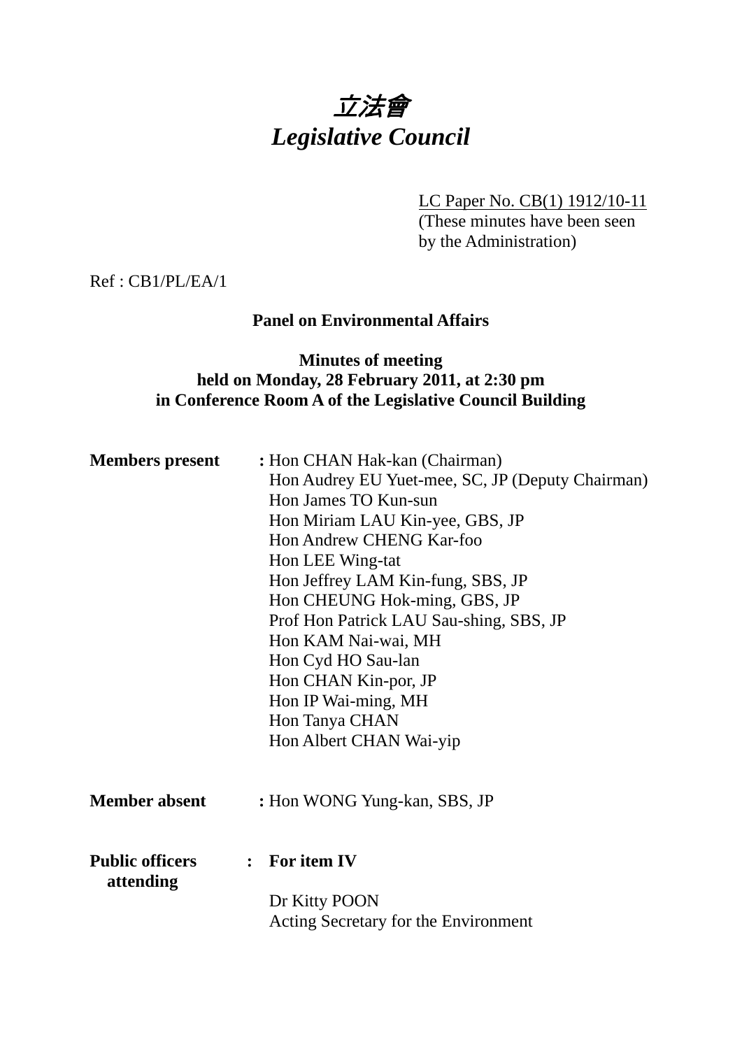# *立法會*
# *Legislative Council*

LC Paper No. CB(1) 1912/10-11
(These minutes have been seen by the Administration)

Ref : CB1/PL/EA/1

**Panel on Environmental Affairs**

**Minutes of meeting**
**held on Monday, 28 February 2011, at 2:30 pm**
**in Conference Room A of the Legislative Council Building**

**Members present** : Hon CHAN Hak-kan (Chairman)
Hon Audrey EU Yuet-mee, SC, JP (Deputy Chairman)
Hon James TO Kun-sun
Hon Miriam LAU Kin-yee, GBS, JP
Hon Andrew CHENG Kar-foo
Hon LEE Wing-tat
Hon Jeffrey LAM Kin-fung, SBS, JP
Hon CHEUNG Hok-ming, GBS, JP
Prof Hon Patrick LAU Sau-shing, SBS, JP
Hon KAM Nai-wai, MH
Hon Cyd HO Sau-lan
Hon CHAN Kin-por, JP
Hon IP Wai-ming, MH
Hon Tanya CHAN
Hon Albert CHAN Wai-yip

**Member absent** : Hon WONG Yung-kan, SBS, JP

**Public officers attending** : **For item IV**

Dr Kitty POON
Acting Secretary for the Environment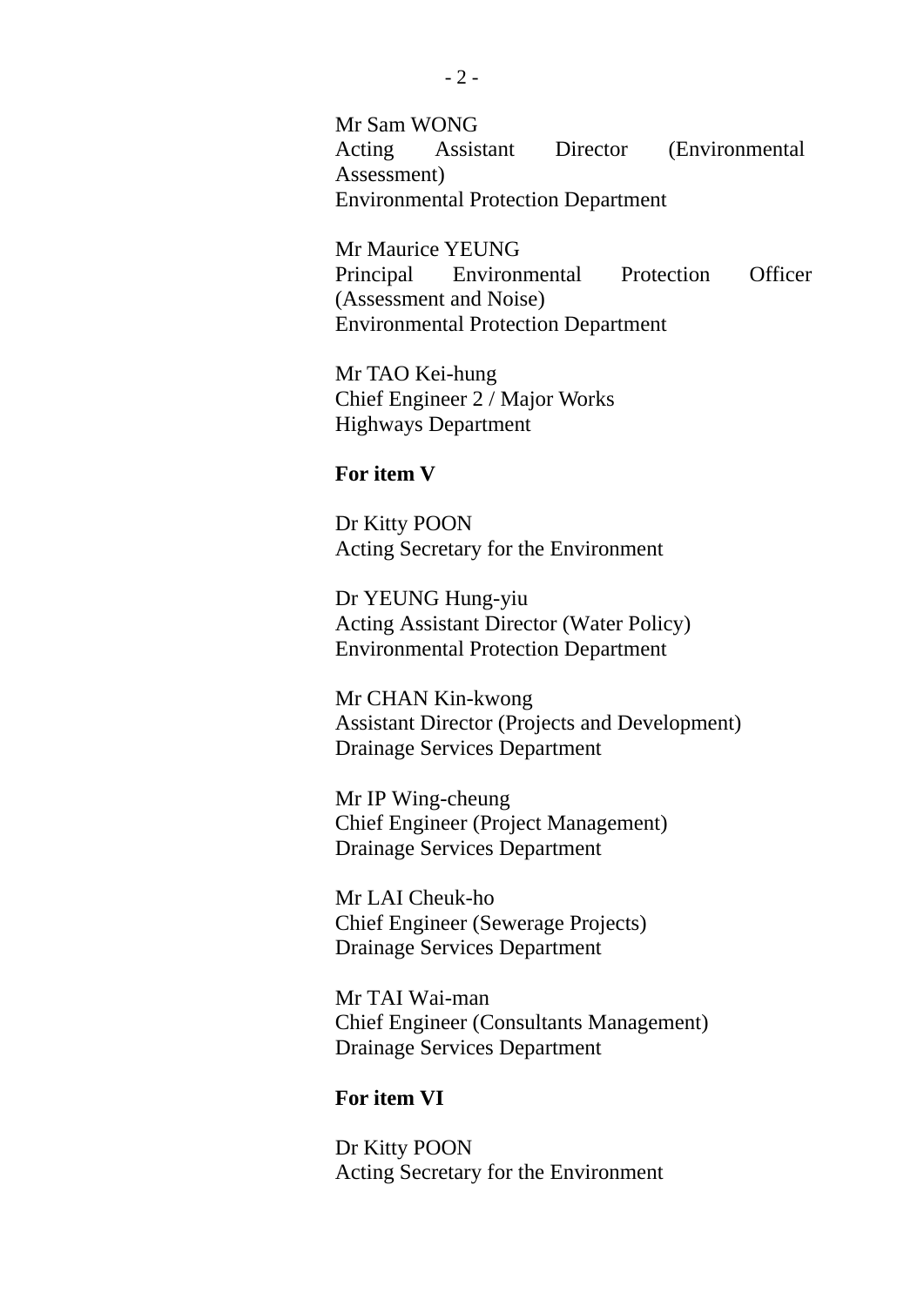Mr Sam WONG
Acting Assistant Director (Environmental Assessment)
Environmental Protection Department

Mr Maurice YEUNG
Principal Environmental Protection Officer (Assessment and Noise)
Environmental Protection Department

Mr TAO Kei-hung
Chief Engineer 2 / Major Works
Highways Department

**For item V**

Dr Kitty POON
Acting Secretary for the Environment

Dr YEUNG Hung-yiu
Acting Assistant Director (Water Policy)
Environmental Protection Department

Mr CHAN Kin-kwong
Assistant Director (Projects and Development)
Drainage Services Department

Mr IP Wing-cheung
Chief Engineer (Project Management)
Drainage Services Department

Mr LAI Cheuk-ho
Chief Engineer (Sewerage Projects)
Drainage Services Department

Mr TAI Wai-man
Chief Engineer (Consultants Management)
Drainage Services Department

**For item VI**

Dr Kitty POON
Acting Secretary for the Environment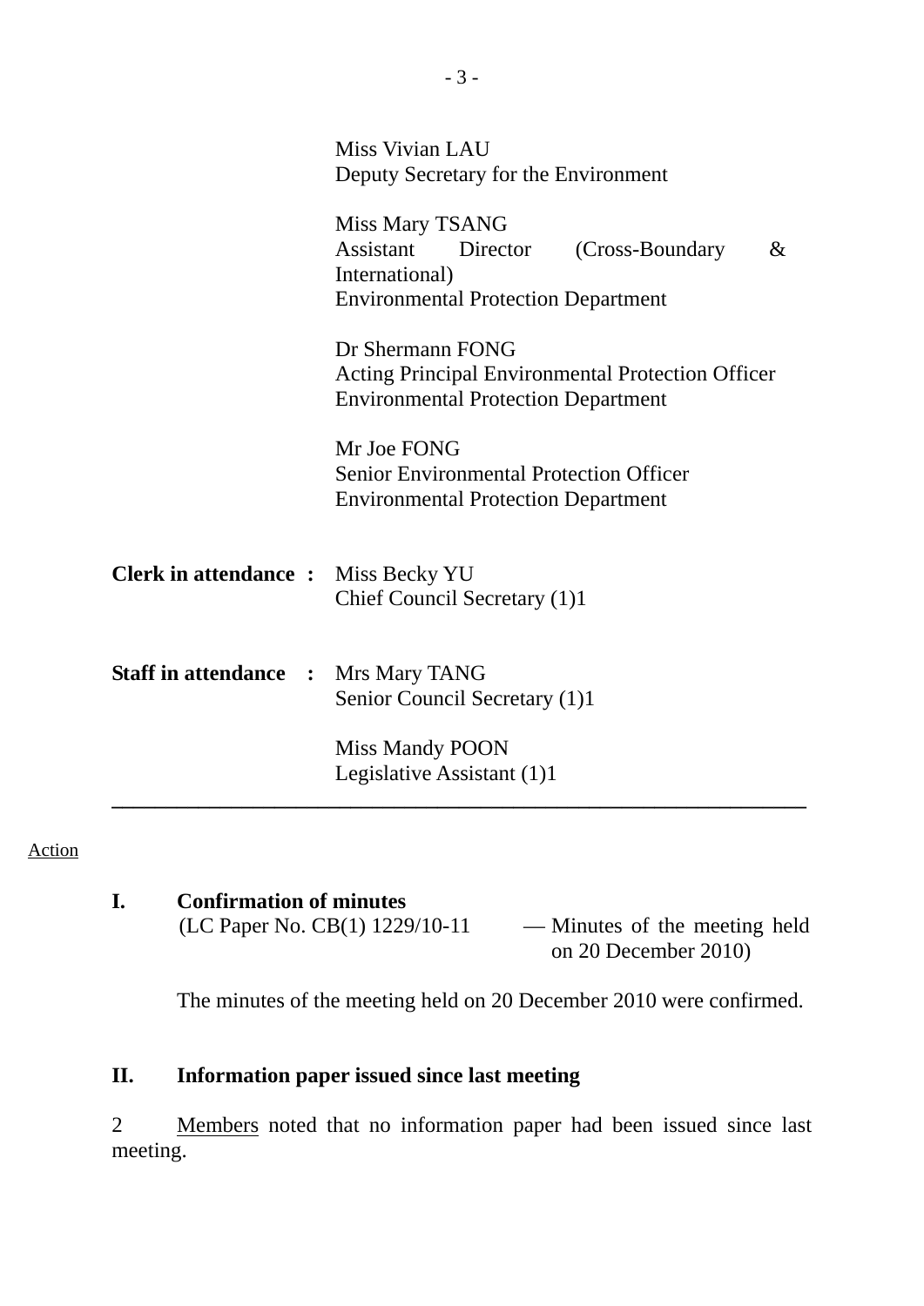Miss Vivian LAU
Deputy Secretary for the Environment

Miss Mary TSANG
Assistant Director (Cross-Boundary & International)
Environmental Protection Department

Dr Shermann FONG
Acting Principal Environmental Protection Officer
Environmental Protection Department

Mr Joe FONG
Senior Environmental Protection Officer
Environmental Protection Department

**Clerk in attendance :** Miss Becky YU
Chief Council Secretary (1)1

**Staff in attendance :** Mrs Mary TANG
Senior Council Secretary (1)1

Miss Mandy POON
Legislative Assistant (1)1

---

Action

**I. Confirmation of minutes**

(LC Paper No. CB(1) 1229/10-11 — Minutes of the meeting held on 20 December 2010)

The minutes of the meeting held on 20 December 2010 were confirmed.

**II. Information paper issued since last meeting**

2 Members noted that no information paper had been issued since last meeting.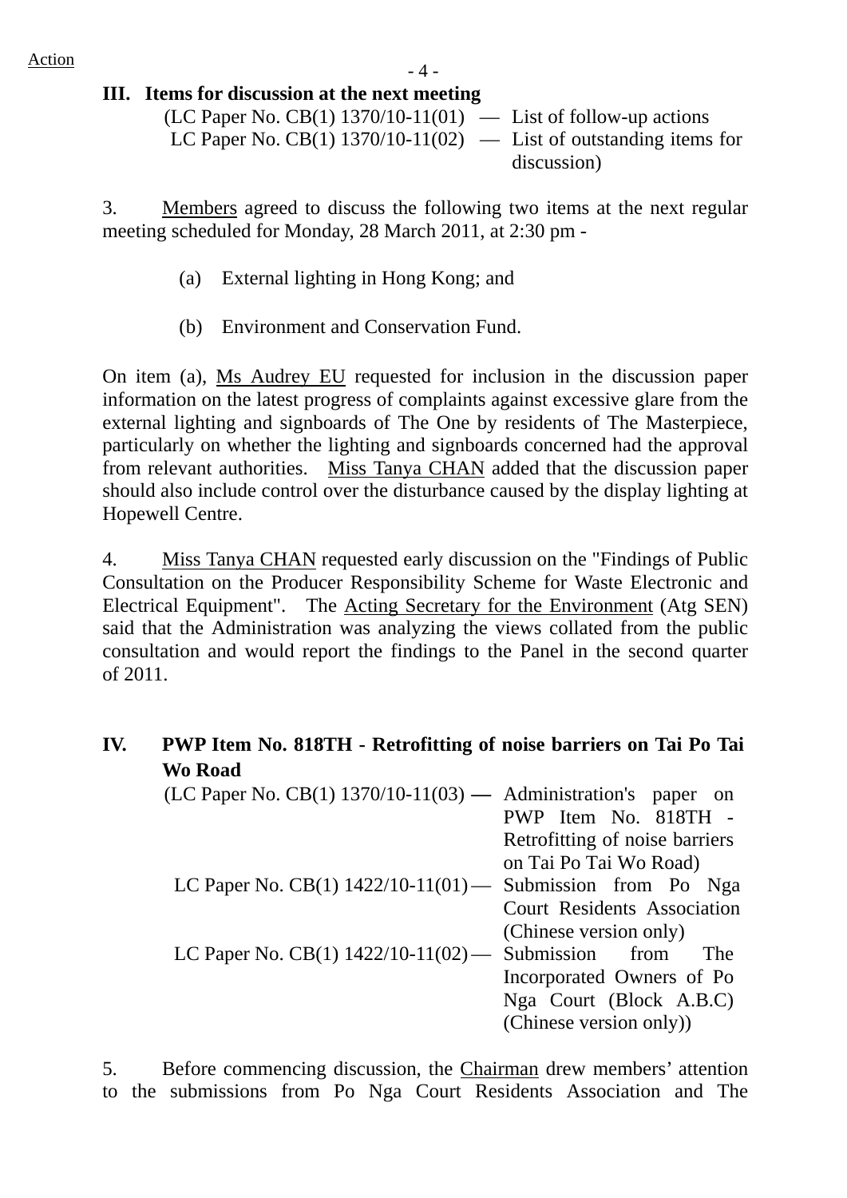Action

## III. Items for discussion at the next meeting

(LC Paper No. CB(1) 1370/10-11(01) — List of follow-up actions
LC Paper No. CB(1) 1370/10-11(02) — List of outstanding items for discussion)

3. Members agreed to discuss the following two items at the next regular meeting scheduled for Monday, 28 March 2011, at 2:30 pm -

(a) External lighting in Hong Kong; and

(b) Environment and Conservation Fund.

On item (a), Ms Audrey EU requested for inclusion in the discussion paper information on the latest progress of complaints against excessive glare from the external lighting and signboards of The One by residents of The Masterpiece, particularly on whether the lighting and signboards concerned had the approval from relevant authorities. Miss Tanya CHAN added that the discussion paper should also include control over the disturbance caused by the display lighting at Hopewell Centre.

4. Miss Tanya CHAN requested early discussion on the "Findings of Public Consultation on the Producer Responsibility Scheme for Waste Electronic and Electrical Equipment". The Acting Secretary for the Environment (Atg SEN) said that the Administration was analyzing the views collated from the public consultation and would report the findings to the Panel in the second quarter of 2011.

## IV. PWP Item No. 818TH - Retrofitting of noise barriers on Tai Po Tai Wo Road

(LC Paper No. CB(1) 1370/10-11(03) — Administration's paper on PWP Item No. 818TH - Retrofitting of noise barriers on Tai Po Tai Wo Road)
LC Paper No. CB(1) 1422/10-11(01) — Submission from Po Nga Court Residents Association (Chinese version only)
LC Paper No. CB(1) 1422/10-11(02) — Submission from The Incorporated Owners of Po Nga Court (Block A.B.C) (Chinese version only))

5. Before commencing discussion, the Chairman drew members' attention to the submissions from Po Nga Court Residents Association and The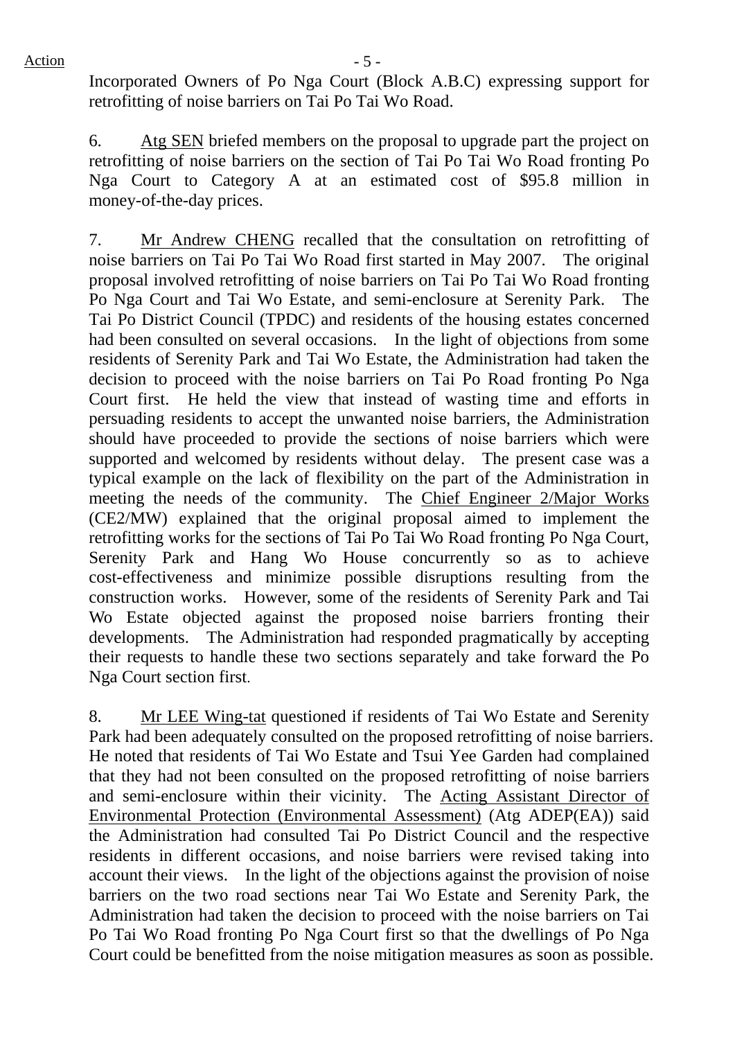Incorporated Owners of Po Nga Court (Block A.B.C) expressing support for retrofitting of noise barriers on Tai Po Tai Wo Road.

6. Atg SEN briefed members on the proposal to upgrade part the project on retrofitting of noise barriers on the section of Tai Po Tai Wo Road fronting Po Nga Court to Category A at an estimated cost of $95.8 million in money-of-the-day prices.

7. Mr Andrew CHENG recalled that the consultation on retrofitting of noise barriers on Tai Po Tai Wo Road first started in May 2007. The original proposal involved retrofitting of noise barriers on Tai Po Tai Wo Road fronting Po Nga Court and Tai Wo Estate, and semi-enclosure at Serenity Park. The Tai Po District Council (TPDC) and residents of the housing estates concerned had been consulted on several occasions. In the light of objections from some residents of Serenity Park and Tai Wo Estate, the Administration had taken the decision to proceed with the noise barriers on Tai Po Road fronting Po Nga Court first. He held the view that instead of wasting time and efforts in persuading residents to accept the unwanted noise barriers, the Administration should have proceeded to provide the sections of noise barriers which were supported and welcomed by residents without delay. The present case was a typical example on the lack of flexibility on the part of the Administration in meeting the needs of the community. The Chief Engineer 2/Major Works (CE2/MW) explained that the original proposal aimed to implement the retrofitting works for the sections of Tai Po Tai Wo Road fronting Po Nga Court, Serenity Park and Hang Wo House concurrently so as to achieve cost-effectiveness and minimize possible disruptions resulting from the construction works. However, some of the residents of Serenity Park and Tai Wo Estate objected against the proposed noise barriers fronting their developments. The Administration had responded pragmatically by accepting their requests to handle these two sections separately and take forward the Po Nga Court section first.

8. Mr LEE Wing-tat questioned if residents of Tai Wo Estate and Serenity Park had been adequately consulted on the proposed retrofitting of noise barriers. He noted that residents of Tai Wo Estate and Tsui Yee Garden had complained that they had not been consulted on the proposed retrofitting of noise barriers and semi-enclosure within their vicinity. The Acting Assistant Director of Environmental Protection (Environmental Assessment) (Atg ADEP(EA)) said the Administration had consulted Tai Po District Council and the respective residents in different occasions, and noise barriers were revised taking into account their views. In the light of the objections against the provision of noise barriers on the two road sections near Tai Wo Estate and Serenity Park, the Administration had taken the decision to proceed with the noise barriers on Tai Po Tai Wo Road fronting Po Nga Court first so that the dwellings of Po Nga Court could be benefitted from the noise mitigation measures as soon as possible.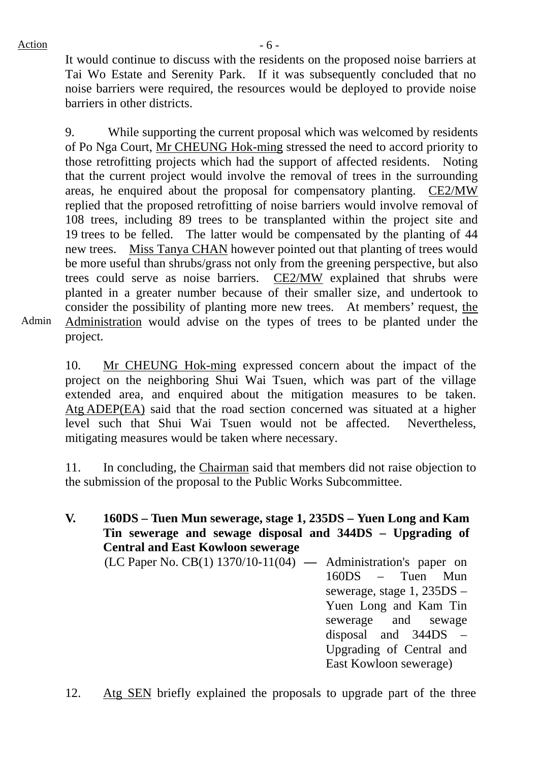Action

It would continue to discuss with the residents on the proposed noise barriers at Tai Wo Estate and Serenity Park. If it was subsequently concluded that no noise barriers were required, the resources would be deployed to provide noise barriers in other districts.

9. While supporting the current proposal which was welcomed by residents of Po Nga Court, Mr CHEUNG Hok-ming stressed the need to accord priority to those retrofitting projects which had the support of affected residents. Noting that the current project would involve the removal of trees in the surrounding areas, he enquired about the proposal for compensatory planting. CE2/MW replied that the proposed retrofitting of noise barriers would involve removal of 108 trees, including 89 trees to be transplanted within the project site and 19 trees to be felled. The latter would be compensated by the planting of 44 new trees. Miss Tanya CHAN however pointed out that planting of trees would be more useful than shrubs/grass not only from the greening perspective, but also trees could serve as noise barriers. CE2/MW explained that shrubs were planted in a greater number because of their smaller size, and undertook to consider the possibility of planting more new trees. At members' request, the Administration would advise on the types of trees to be planted under the project.

Admin

10. Mr CHEUNG Hok-ming expressed concern about the impact of the project on the neighboring Shui Wai Tsuen, which was part of the village extended area, and enquired about the mitigation measures to be taken. Atg ADEP(EA) said that the road section concerned was situated at a higher level such that Shui Wai Tsuen would not be affected. Nevertheless, mitigating measures would be taken where necessary.

11. In concluding, the Chairman said that members did not raise objection to the submission of the proposal to the Public Works Subcommittee.

**V. 160DS – Tuen Mun sewerage, stage 1, 235DS – Yuen Long and Kam Tin sewerage and sewage disposal and 344DS – Upgrading of Central and East Kowloon sewerage**

(LC Paper No. CB(1) 1370/10-11(04) — Administration's paper on 160DS – Tuen Mun sewerage, stage 1, 235DS – Yuen Long and Kam Tin sewerage and sewage disposal and 344DS – Upgrading of Central and East Kowloon sewerage)

12. Atg SEN briefly explained the proposals to upgrade part of the three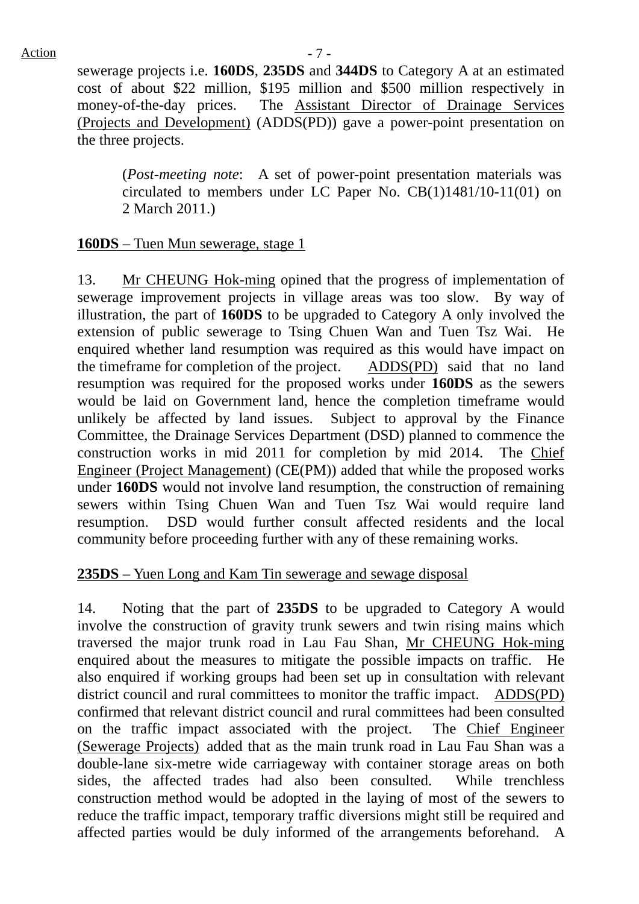sewerage projects i.e. **160DS**, **235DS** and **344DS** to Category A at an estimated cost of about $22 million, $195 million and $500 million respectively in money-of-the-day prices. The Assistant Director of Drainage Services (Projects and Development) (ADDS(PD)) gave a power-point presentation on the three projects.

> (*Post-meeting note*: A set of power-point presentation materials was circulated to members under LC Paper No. CB(1)1481/10-11(01) on 2 March 2011.)

**160DS** – Tuen Mun sewerage, stage 1

13. Mr CHEUNG Hok-ming opined that the progress of implementation of sewerage improvement projects in village areas was too slow. By way of illustration, the part of **160DS** to be upgraded to Category A only involved the extension of public sewerage to Tsing Chuen Wan and Tuen Tsz Wai. He enquired whether land resumption was required as this would have impact on the timeframe for completion of the project. ADDS(PD) said that no land resumption was required for the proposed works under **160DS** as the sewers would be laid on Government land, hence the completion timeframe would unlikely be affected by land issues. Subject to approval by the Finance Committee, the Drainage Services Department (DSD) planned to commence the construction works in mid 2011 for completion by mid 2014. The Chief Engineer (Project Management) (CE(PM)) added that while the proposed works under **160DS** would not involve land resumption, the construction of remaining sewers within Tsing Chuen Wan and Tuen Tsz Wai would require land resumption. DSD would further consult affected residents and the local community before proceeding further with any of these remaining works.

**235DS** – Yuen Long and Kam Tin sewerage and sewage disposal

14. Noting that the part of **235DS** to be upgraded to Category A would involve the construction of gravity trunk sewers and twin rising mains which traversed the major trunk road in Lau Fau Shan, Mr CHEUNG Hok-ming enquired about the measures to mitigate the possible impacts on traffic. He also enquired if working groups had been set up in consultation with relevant district council and rural committees to monitor the traffic impact. ADDS(PD) confirmed that relevant district council and rural committees had been consulted on the traffic impact associated with the project. The Chief Engineer (Sewerage Projects) added that as the main trunk road in Lau Fau Shan was a double-lane six-metre wide carriageway with container storage areas on both sides, the affected trades had also been consulted. While trenchless construction method would be adopted in the laying of most of the sewers to reduce the traffic impact, temporary traffic diversions might still be required and affected parties would be duly informed of the arrangements beforehand. A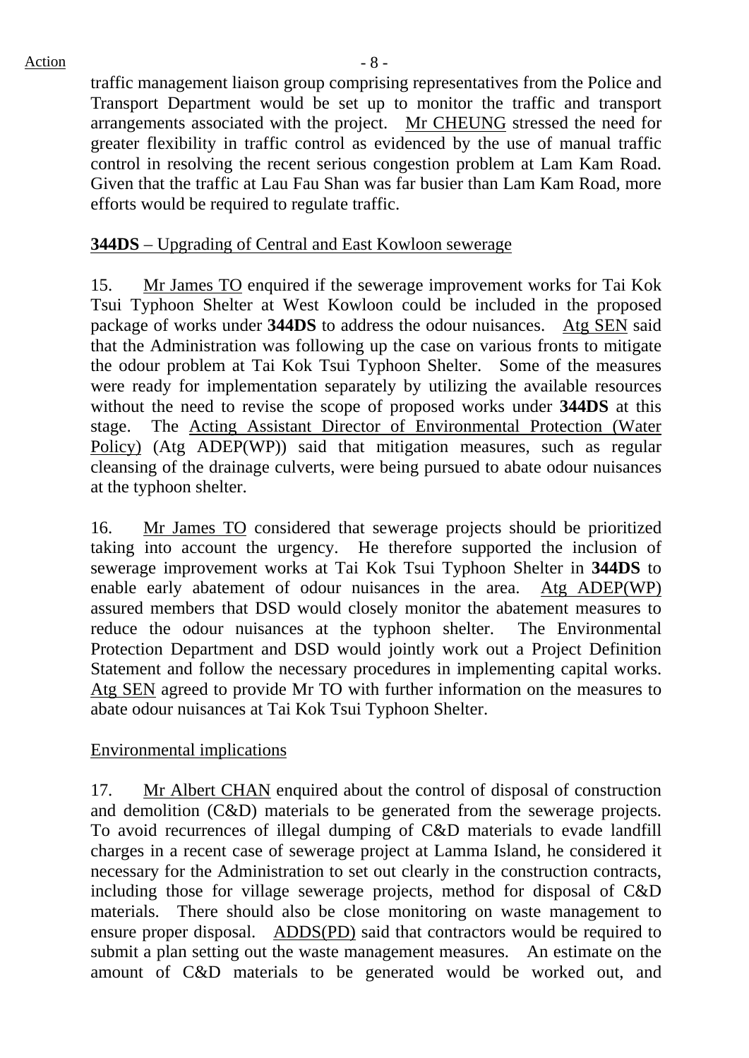traffic management liaison group comprising representatives from the Police and Transport Department would be set up to monitor the traffic and transport arrangements associated with the project. Mr CHEUNG stressed the need for greater flexibility in traffic control as evidenced by the use of manual traffic control in resolving the recent serious congestion problem at Lam Kam Road. Given that the traffic at Lau Fau Shan was far busier than Lam Kam Road, more efforts would be required to regulate traffic.

**344DS** – Upgrading of Central and East Kowloon sewerage

15. Mr James TO enquired if the sewerage improvement works for Tai Kok Tsui Typhoon Shelter at West Kowloon could be included in the proposed package of works under **344DS** to address the odour nuisances. Atg SEN said that the Administration was following up the case on various fronts to mitigate the odour problem at Tai Kok Tsui Typhoon Shelter. Some of the measures were ready for implementation separately by utilizing the available resources without the need to revise the scope of proposed works under **344DS** at this stage. The Acting Assistant Director of Environmental Protection (Water Policy) (Atg ADEP(WP)) said that mitigation measures, such as regular cleansing of the drainage culverts, were being pursued to abate odour nuisances at the typhoon shelter.

16. Mr James TO considered that sewerage projects should be prioritized taking into account the urgency. He therefore supported the inclusion of sewerage improvement works at Tai Kok Tsui Typhoon Shelter in **344DS** to enable early abatement of odour nuisances in the area. Atg ADEP(WP) assured members that DSD would closely monitor the abatement measures to reduce the odour nuisances at the typhoon shelter. The Environmental Protection Department and DSD would jointly work out a Project Definition Statement and follow the necessary procedures in implementing capital works. Atg SEN agreed to provide Mr TO with further information on the measures to abate odour nuisances at Tai Kok Tsui Typhoon Shelter.

Environmental implications

17. Mr Albert CHAN enquired about the control of disposal of construction and demolition (C&D) materials to be generated from the sewerage projects. To avoid recurrences of illegal dumping of C&D materials to evade landfill charges in a recent case of sewerage project at Lamma Island, he considered it necessary for the Administration to set out clearly in the construction contracts, including those for village sewerage projects, method for disposal of C&D materials. There should also be close monitoring on waste management to ensure proper disposal. ADDS(PD) said that contractors would be required to submit a plan setting out the waste management measures. An estimate on the amount of C&D materials to be generated would be worked out, and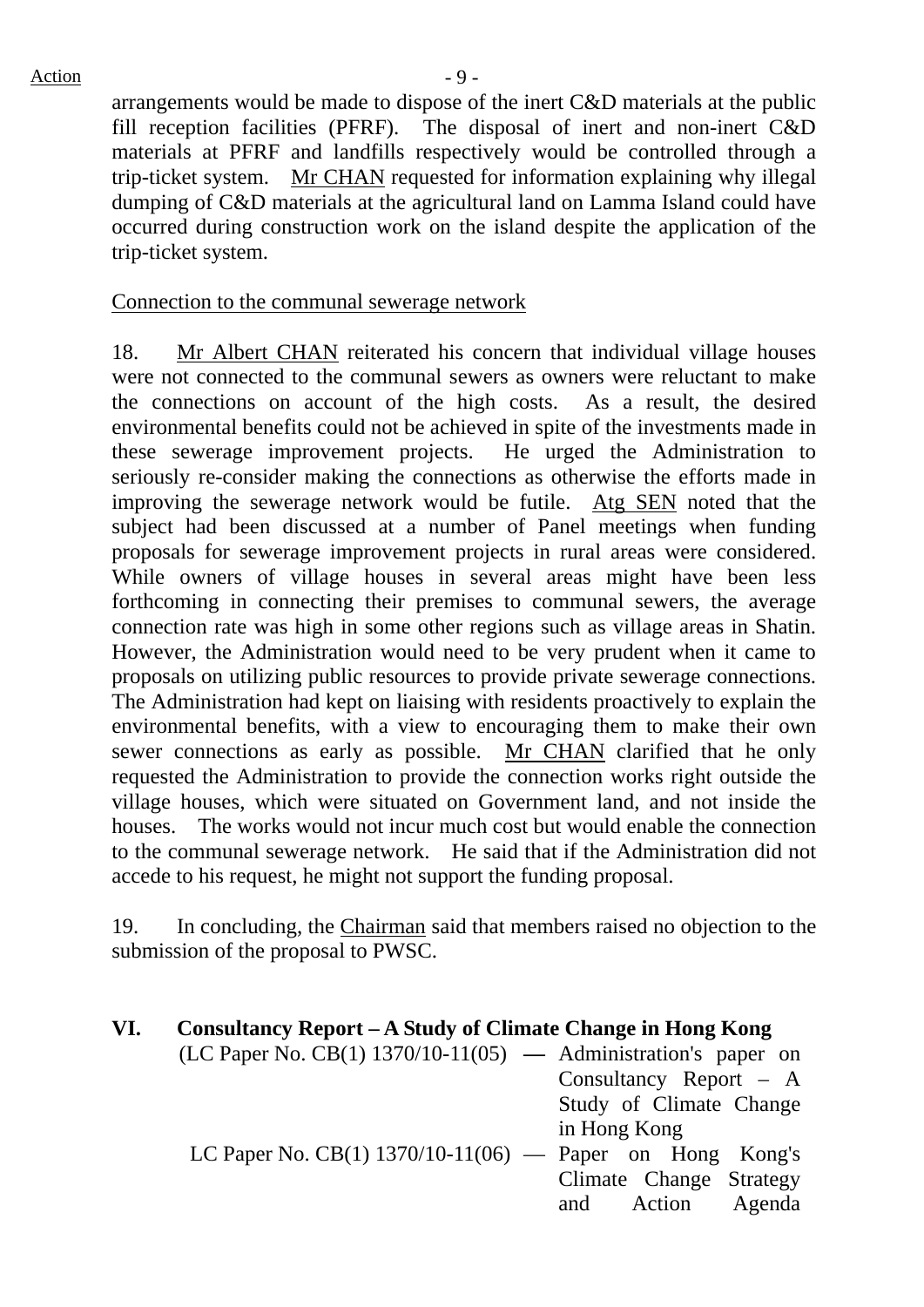arrangements would be made to dispose of the inert C&D materials at the public fill reception facilities (PFRF). The disposal of inert and non-inert C&D materials at PFRF and landfills respectively would be controlled through a trip-ticket system. Mr CHAN requested for information explaining why illegal dumping of C&D materials at the agricultural land on Lamma Island could have occurred during construction work on the island despite the application of the trip-ticket system.

Connection to the communal sewerage network

18. Mr Albert CHAN reiterated his concern that individual village houses were not connected to the communal sewers as owners were reluctant to make the connections on account of the high costs. As a result, the desired environmental benefits could not be achieved in spite of the investments made in these sewerage improvement projects. He urged the Administration to seriously re-consider making the connections as otherwise the efforts made in improving the sewerage network would be futile. Atg SEN noted that the subject had been discussed at a number of Panel meetings when funding proposals for sewerage improvement projects in rural areas were considered. While owners of village houses in several areas might have been less forthcoming in connecting their premises to communal sewers, the average connection rate was high in some other regions such as village areas in Shatin. However, the Administration would need to be very prudent when it came to proposals on utilizing public resources to provide private sewerage connections. The Administration had kept on liaising with residents proactively to explain the environmental benefits, with a view to encouraging them to make their own sewer connections as early as possible. Mr CHAN clarified that he only requested the Administration to provide the connection works right outside the village houses, which were situated on Government land, and not inside the houses. The works would not incur much cost but would enable the connection to the communal sewerage network. He said that if the Administration did not accede to his request, he might not support the funding proposal.

19. In concluding, the Chairman said that members raised no objection to the submission of the proposal to PWSC.

**VI. Consultancy Report – A Study of Climate Change in Hong Kong**

(LC Paper No. CB(1) 1370/10-11(05) — Administration's paper on Consultancy Report – A Study of Climate Change in Hong Kong

LC Paper No. CB(1) 1370/10-11(06) — Paper on Hong Kong's Climate Change Strategy and Action Agenda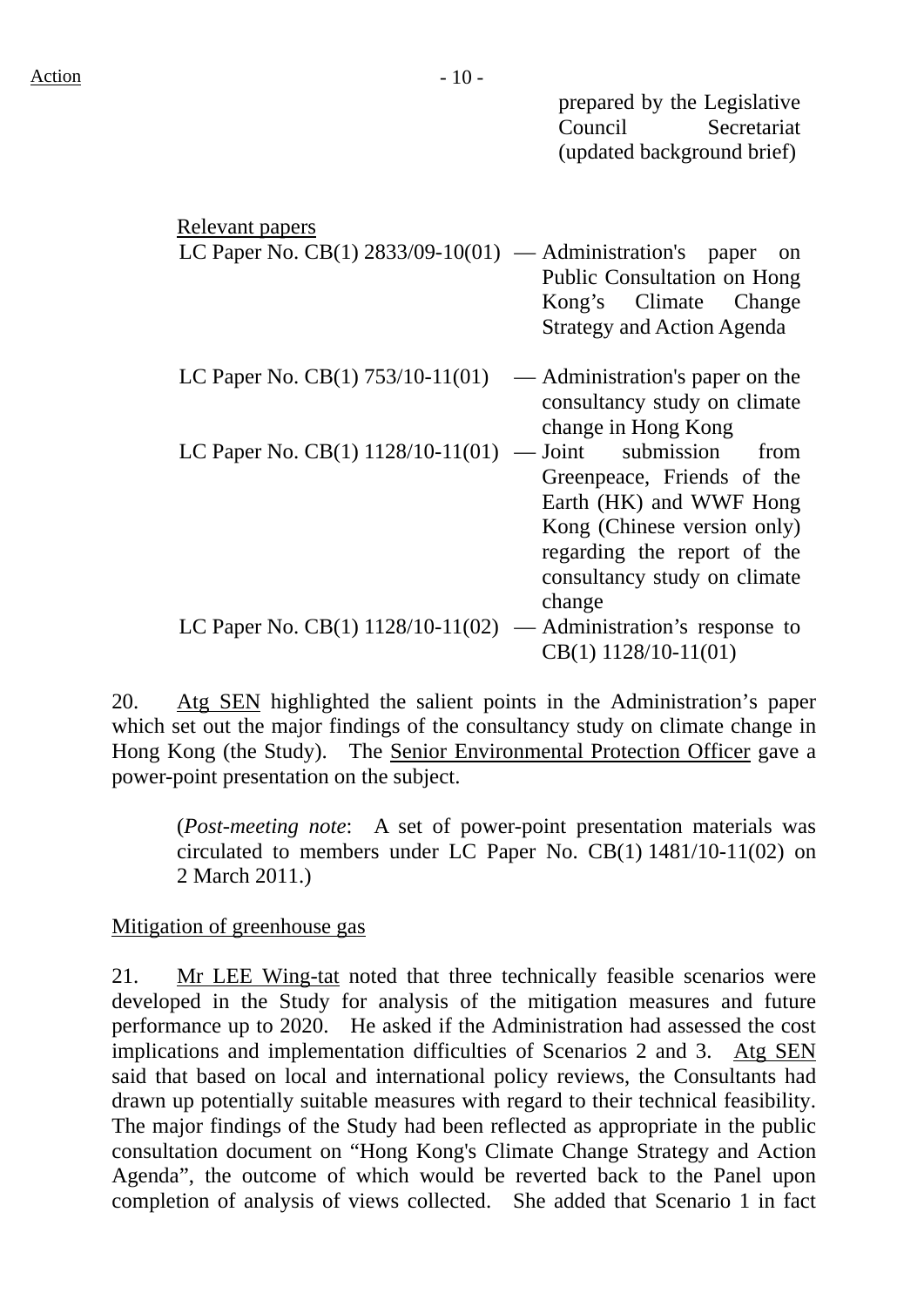Action

prepared by the Legislative Council Secretariat (updated background brief)

Relevant papers

| | |
|---|---|
| LC Paper No. CB(1) 2833/09-10(01) | — Administration's paper on Public Consultation on Hong Kong's Climate Change Strategy and Action Agenda |
| LC Paper No. CB(1) 753/10-11(01) | — Administration's paper on the consultancy study on climate change in Hong Kong |
| LC Paper No. CB(1) 1128/10-11(01) | — Joint submission from Greenpeace, Friends of the Earth (HK) and WWF Hong Kong (Chinese version only) regarding the report of the consultancy study on climate change |
| LC Paper No. CB(1) 1128/10-11(02) | — Administration's response to CB(1) 1128/10-11(01) |

20. Atg SEN highlighted the salient points in the Administration's paper which set out the major findings of the consultancy study on climate change in Hong Kong (the Study). The Senior Environmental Protection Officer gave a power-point presentation on the subject.

(*Post-meeting note*: A set of power-point presentation materials was circulated to members under LC Paper No. CB(1) 1481/10-11(02) on 2 March 2011.)

Mitigation of greenhouse gas

21. Mr LEE Wing-tat noted that three technically feasible scenarios were developed in the Study for analysis of the mitigation measures and future performance up to 2020. He asked if the Administration had assessed the cost implications and implementation difficulties of Scenarios 2 and 3. Atg SEN said that based on local and international policy reviews, the Consultants had drawn up potentially suitable measures with regard to their technical feasibility. The major findings of the Study had been reflected as appropriate in the public consultation document on "Hong Kong's Climate Change Strategy and Action Agenda", the outcome of which would be reverted back to the Panel upon completion of analysis of views collected. She added that Scenario 1 in fact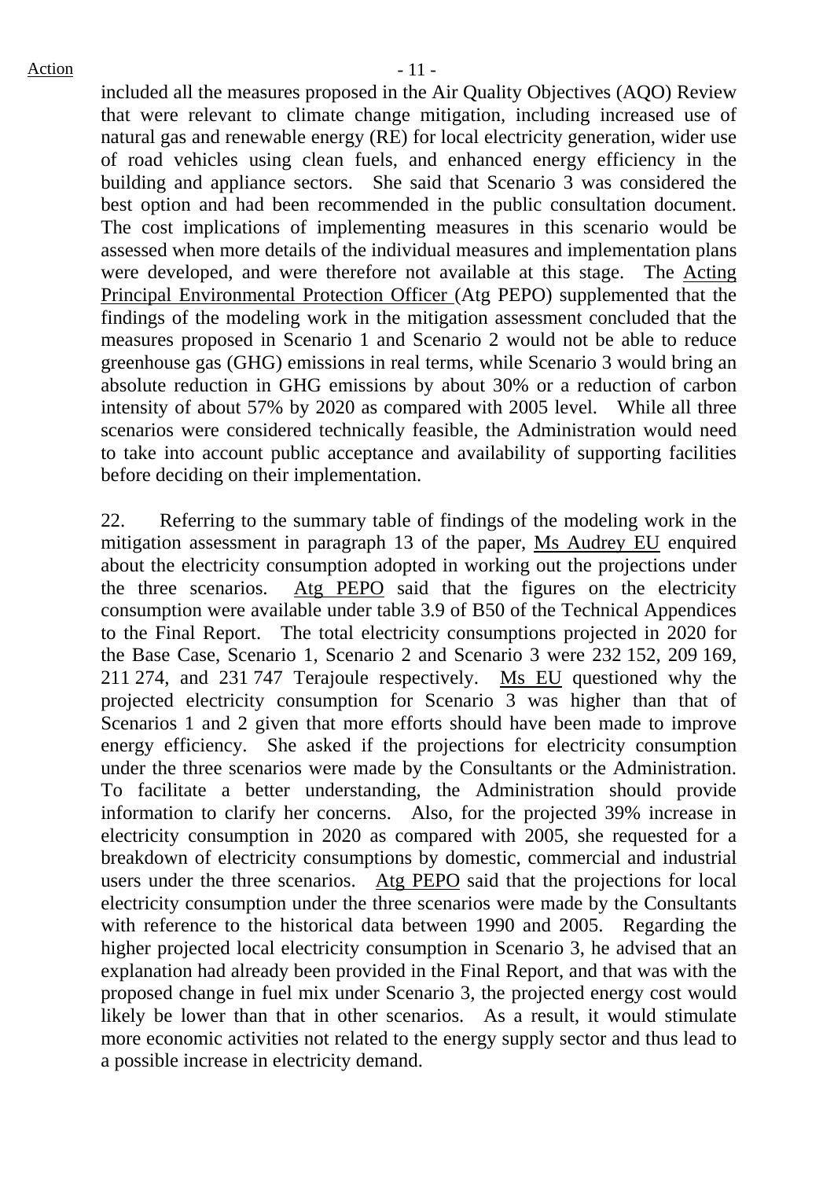included all the measures proposed in the Air Quality Objectives (AQO) Review that were relevant to climate change mitigation, including increased use of natural gas and renewable energy (RE) for local electricity generation, wider use of road vehicles using clean fuels, and enhanced energy efficiency in the building and appliance sectors. She said that Scenario 3 was considered the best option and had been recommended in the public consultation document. The cost implications of implementing measures in this scenario would be assessed when more details of the individual measures and implementation plans were developed, and were therefore not available at this stage. The Acting Principal Environmental Protection Officer (Atg PEPO) supplemented that the findings of the modeling work in the mitigation assessment concluded that the measures proposed in Scenario 1 and Scenario 2 would not be able to reduce greenhouse gas (GHG) emissions in real terms, while Scenario 3 would bring an absolute reduction in GHG emissions by about 30% or a reduction of carbon intensity of about 57% by 2020 as compared with 2005 level. While all three scenarios were considered technically feasible, the Administration would need to take into account public acceptance and availability of supporting facilities before deciding on their implementation.

22. Referring to the summary table of findings of the modeling work in the mitigation assessment in paragraph 13 of the paper, Ms Audrey EU enquired about the electricity consumption adopted in working out the projections under the three scenarios. Atg PEPO said that the figures on the electricity consumption were available under table 3.9 of B50 of the Technical Appendices to the Final Report. The total electricity consumptions projected in 2020 for the Base Case, Scenario 1, Scenario 2 and Scenario 3 were 232 152, 209 169, 211 274, and 231 747 Terajoule respectively. Ms EU questioned why the projected electricity consumption for Scenario 3 was higher than that of Scenarios 1 and 2 given that more efforts should have been made to improve energy efficiency. She asked if the projections for electricity consumption under the three scenarios were made by the Consultants or the Administration. To facilitate a better understanding, the Administration should provide information to clarify her concerns. Also, for the projected 39% increase in electricity consumption in 2020 as compared with 2005, she requested for a breakdown of electricity consumptions by domestic, commercial and industrial users under the three scenarios. Atg PEPO said that the projections for local electricity consumption under the three scenarios were made by the Consultants with reference to the historical data between 1990 and 2005. Regarding the higher projected local electricity consumption in Scenario 3, he advised that an explanation had already been provided in the Final Report, and that was with the proposed change in fuel mix under Scenario 3, the projected energy cost would likely be lower than that in other scenarios. As a result, it would stimulate more economic activities not related to the energy supply sector and thus lead to a possible increase in electricity demand.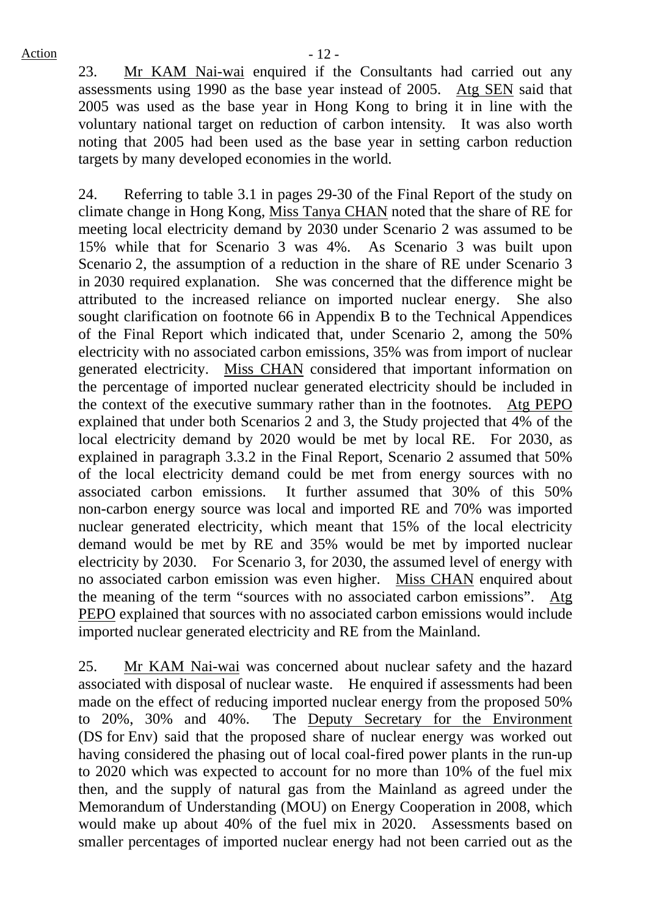23. Mr KAM Nai-wai enquired if the Consultants had carried out any assessments using 1990 as the base year instead of 2005. Atg SEN said that 2005 was used as the base year in Hong Kong to bring it in line with the voluntary national target on reduction of carbon intensity. It was also worth noting that 2005 had been used as the base year in setting carbon reduction targets by many developed economies in the world.

24. Referring to table 3.1 in pages 29-30 of the Final Report of the study on climate change in Hong Kong, Miss Tanya CHAN noted that the share of RE for meeting local electricity demand by 2030 under Scenario 2 was assumed to be 15% while that for Scenario 3 was 4%. As Scenario 3 was built upon Scenario 2, the assumption of a reduction in the share of RE under Scenario 3 in 2030 required explanation. She was concerned that the difference might be attributed to the increased reliance on imported nuclear energy. She also sought clarification on footnote 66 in Appendix B to the Technical Appendices of the Final Report which indicated that, under Scenario 2, among the 50% electricity with no associated carbon emissions, 35% was from import of nuclear generated electricity. Miss CHAN considered that important information on the percentage of imported nuclear generated electricity should be included in the context of the executive summary rather than in the footnotes. Atg PEPO explained that under both Scenarios 2 and 3, the Study projected that 4% of the local electricity demand by 2020 would be met by local RE. For 2030, as explained in paragraph 3.3.2 in the Final Report, Scenario 2 assumed that 50% of the local electricity demand could be met from energy sources with no associated carbon emissions. It further assumed that 30% of this 50% non-carbon energy source was local and imported RE and 70% was imported nuclear generated electricity, which meant that 15% of the local electricity demand would be met by RE and 35% would be met by imported nuclear electricity by 2030. For Scenario 3, for 2030, the assumed level of energy with no associated carbon emission was even higher. Miss CHAN enquired about the meaning of the term "sources with no associated carbon emissions". Atg PEPO explained that sources with no associated carbon emissions would include imported nuclear generated electricity and RE from the Mainland.

25. Mr KAM Nai-wai was concerned about nuclear safety and the hazard associated with disposal of nuclear waste. He enquired if assessments had been made on the effect of reducing imported nuclear energy from the proposed 50% to 20%, 30% and 40%. The Deputy Secretary for the Environment (DS for Env) said that the proposed share of nuclear energy was worked out having considered the phasing out of local coal-fired power plants in the run-up to 2020 which was expected to account for no more than 10% of the fuel mix then, and the supply of natural gas from the Mainland as agreed under the Memorandum of Understanding (MOU) on Energy Cooperation in 2008, which would make up about 40% of the fuel mix in 2020. Assessments based on smaller percentages of imported nuclear energy had not been carried out as the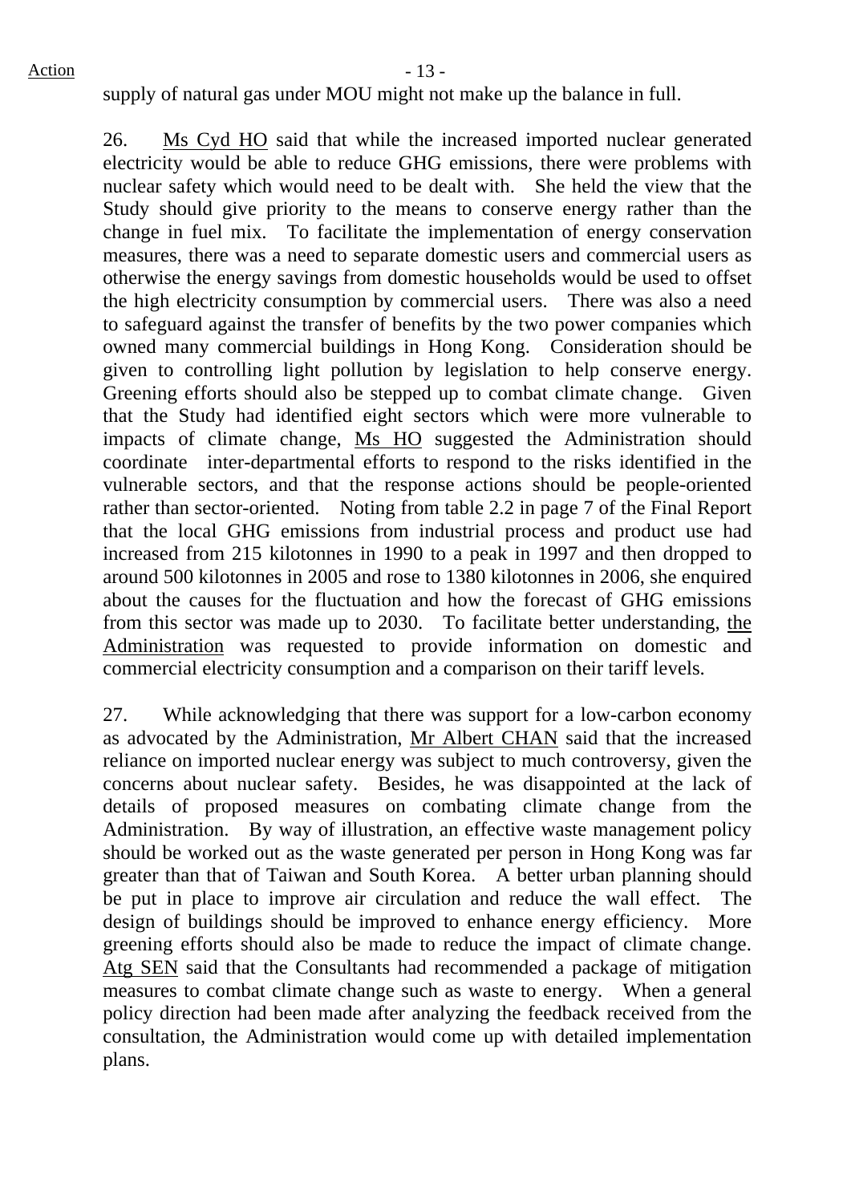supply of natural gas under MOU might not make up the balance in full.

26. Ms Cyd HO said that while the increased imported nuclear generated electricity would be able to reduce GHG emissions, there were problems with nuclear safety which would need to be dealt with. She held the view that the Study should give priority to the means to conserve energy rather than the change in fuel mix. To facilitate the implementation of energy conservation measures, there was a need to separate domestic users and commercial users as otherwise the energy savings from domestic households would be used to offset the high electricity consumption by commercial users. There was also a need to safeguard against the transfer of benefits by the two power companies which owned many commercial buildings in Hong Kong. Consideration should be given to controlling light pollution by legislation to help conserve energy. Greening efforts should also be stepped up to combat climate change. Given that the Study had identified eight sectors which were more vulnerable to impacts of climate change, Ms HO suggested the Administration should coordinate inter-departmental efforts to respond to the risks identified in the vulnerable sectors, and that the response actions should be people-oriented rather than sector-oriented. Noting from table 2.2 in page 7 of the Final Report that the local GHG emissions from industrial process and product use had increased from 215 kilotonnes in 1990 to a peak in 1997 and then dropped to around 500 kilotonnes in 2005 and rose to 1380 kilotonnes in 2006, she enquired about the causes for the fluctuation and how the forecast of GHG emissions from this sector was made up to 2030. To facilitate better understanding, the Administration was requested to provide information on domestic and commercial electricity consumption and a comparison on their tariff levels.

27. While acknowledging that there was support for a low-carbon economy as advocated by the Administration, Mr Albert CHAN said that the increased reliance on imported nuclear energy was subject to much controversy, given the concerns about nuclear safety. Besides, he was disappointed at the lack of details of proposed measures on combating climate change from the Administration. By way of illustration, an effective waste management policy should be worked out as the waste generated per person in Hong Kong was far greater than that of Taiwan and South Korea. A better urban planning should be put in place to improve air circulation and reduce the wall effect. The design of buildings should be improved to enhance energy efficiency. More greening efforts should also be made to reduce the impact of climate change. Atg SEN said that the Consultants had recommended a package of mitigation measures to combat climate change such as waste to energy. When a general policy direction had been made after analyzing the feedback received from the consultation, the Administration would come up with detailed implementation plans.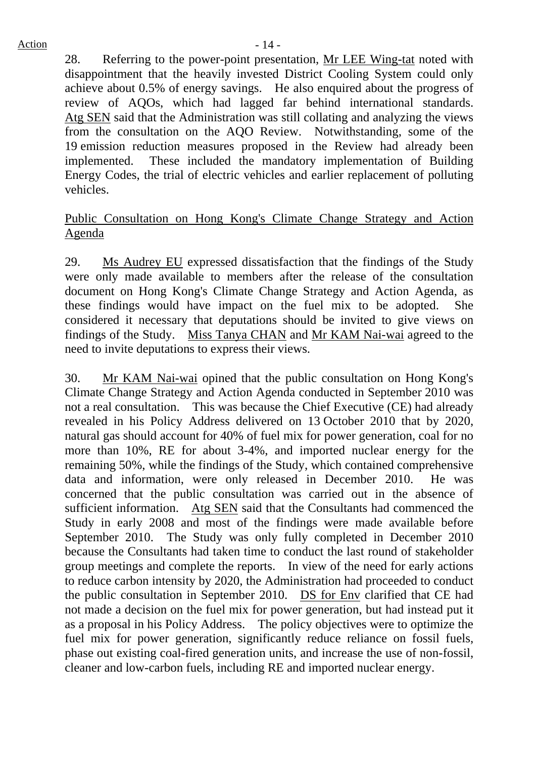28. Referring to the power-point presentation, Mr LEE Wing-tat noted with disappointment that the heavily invested District Cooling System could only achieve about 0.5% of energy savings. He also enquired about the progress of review of AQOs, which had lagged far behind international standards. Atg SEN said that the Administration was still collating and analyzing the views from the consultation on the AQO Review. Notwithstanding, some of the 19 emission reduction measures proposed in the Review had already been implemented. These included the mandatory implementation of Building Energy Codes, the trial of electric vehicles and earlier replacement of polluting vehicles.

Public Consultation on Hong Kong's Climate Change Strategy and Action Agenda

29. Ms Audrey EU expressed dissatisfaction that the findings of the Study were only made available to members after the release of the consultation document on Hong Kong's Climate Change Strategy and Action Agenda, as these findings would have impact on the fuel mix to be adopted. She considered it necessary that deputations should be invited to give views on findings of the Study. Miss Tanya CHAN and Mr KAM Nai-wai agreed to the need to invite deputations to express their views.

30. Mr KAM Nai-wai opined that the public consultation on Hong Kong's Climate Change Strategy and Action Agenda conducted in September 2010 was not a real consultation. This was because the Chief Executive (CE) had already revealed in his Policy Address delivered on 13 October 2010 that by 2020, natural gas should account for 40% of fuel mix for power generation, coal for no more than 10%, RE for about 3-4%, and imported nuclear energy for the remaining 50%, while the findings of the Study, which contained comprehensive data and information, were only released in December 2010. He was concerned that the public consultation was carried out in the absence of sufficient information. Atg SEN said that the Consultants had commenced the Study in early 2008 and most of the findings were made available before September 2010. The Study was only fully completed in December 2010 because the Consultants had taken time to conduct the last round of stakeholder group meetings and complete the reports. In view of the need for early actions to reduce carbon intensity by 2020, the Administration had proceeded to conduct the public consultation in September 2010. DS for Env clarified that CE had not made a decision on the fuel mix for power generation, but had instead put it as a proposal in his Policy Address. The policy objectives were to optimize the fuel mix for power generation, significantly reduce reliance on fossil fuels, phase out existing coal-fired generation units, and increase the use of non-fossil, cleaner and low-carbon fuels, including RE and imported nuclear energy.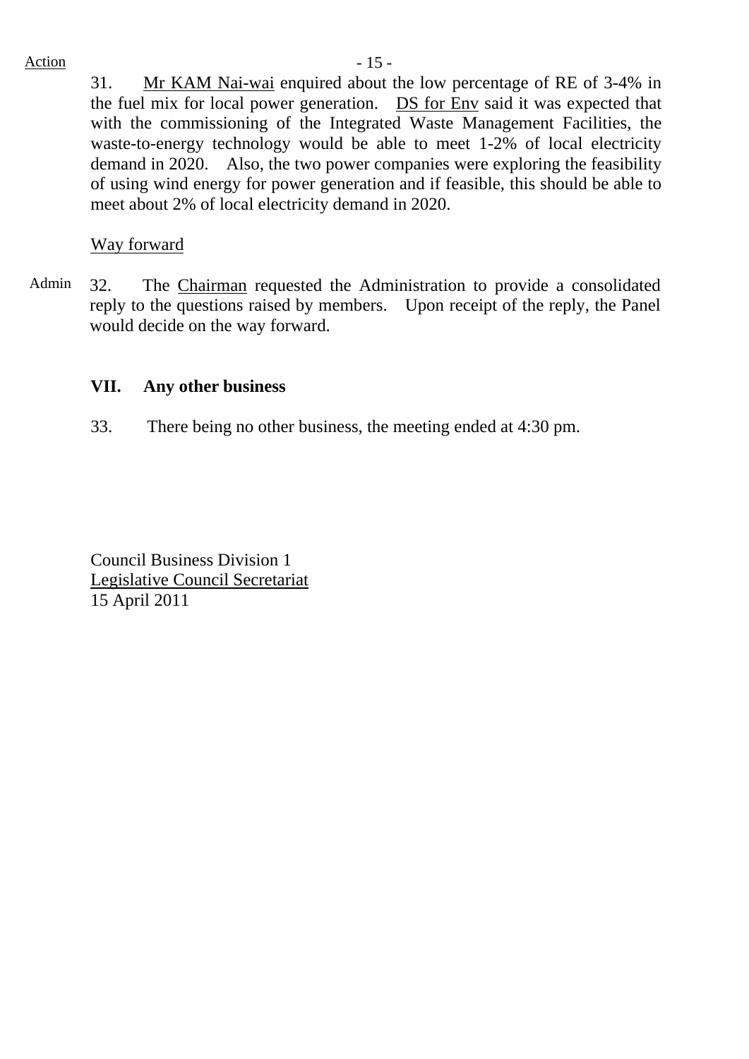31. Mr KAM Nai-wai enquired about the low percentage of RE of 3-4% in the fuel mix for local power generation. DS for Env said it was expected that with the commissioning of the Integrated Waste Management Facilities, the waste-to-energy technology would be able to meet 1-2% of local electricity demand in 2020. Also, the two power companies were exploring the feasibility of using wind energy for power generation and if feasible, this should be able to meet about 2% of local electricity demand in 2020.

Way forward

Admin 32. The Chairman requested the Administration to provide a consolidated reply to the questions raised by members. Upon receipt of the reply, the Panel would decide on the way forward.

## VII. Any other business

33. There being no other business, the meeting ended at 4:30 pm.

Council Business Division 1
Legislative Council Secretariat
15 April 2011